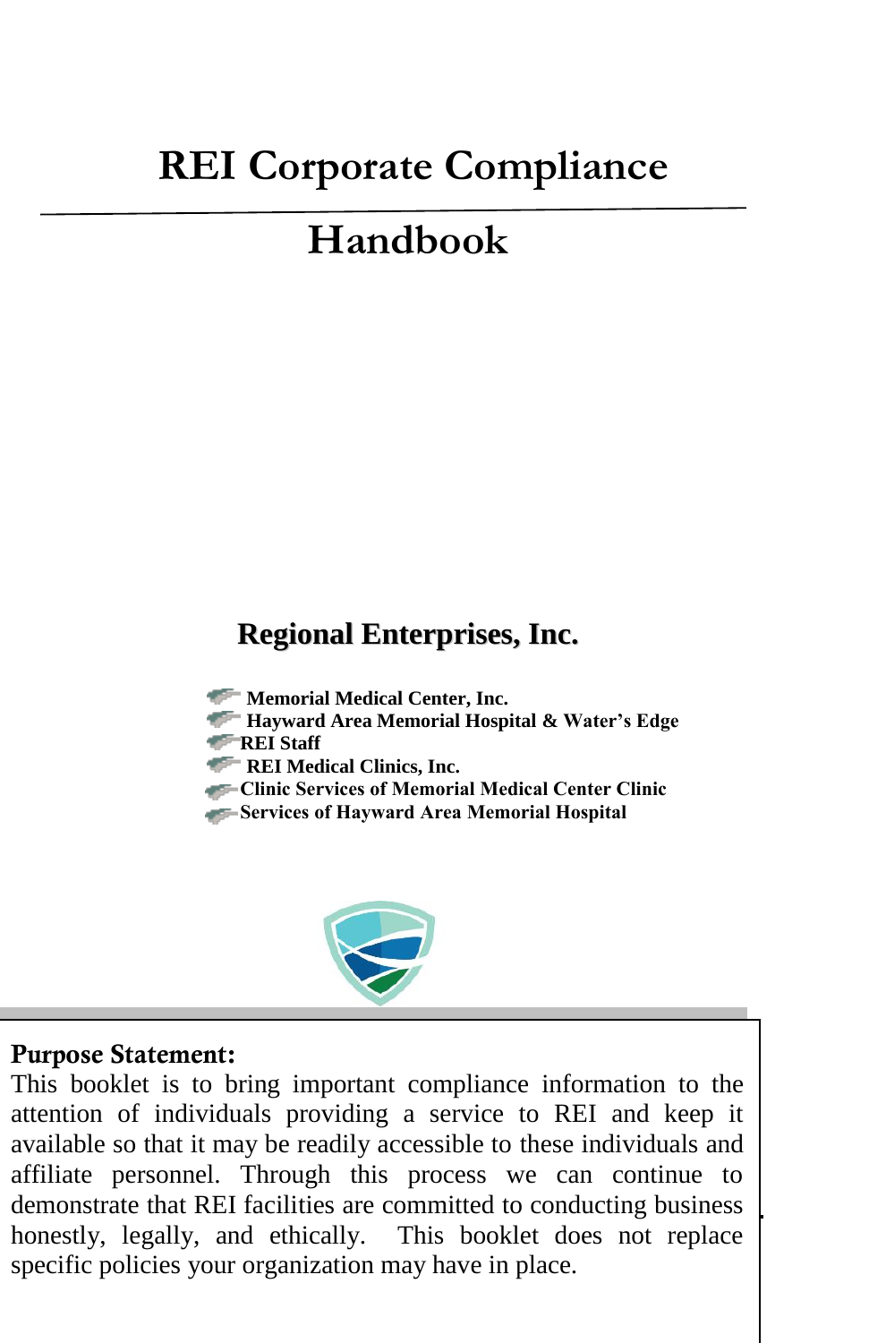# REI Corporate Compliance

# Handbook

## Regional Enterprises, Inc.

- **Memorial Medical Center, Inc.**
- **Hayward Area Memorial Hospital & Water's Edge**
- **REI Staff**
- **REI Medical Clinics, Inc.**
- **Clinic Services of Memorial Medical Center Clinic**
- **Services of Hayward Area Memorial Hospital**

**Purpose Statement:**

This booklet is to bring important compliance information to the attention of individuals providing a service to REI and keep it available so that it may be readily accessible to these individuals and affiliate personnel. Through this process we can continue to demonstrate that REI facilities are committed to conducting business honestly, legally, and ethically. This booklet does not replace specific policies your organization may have in place.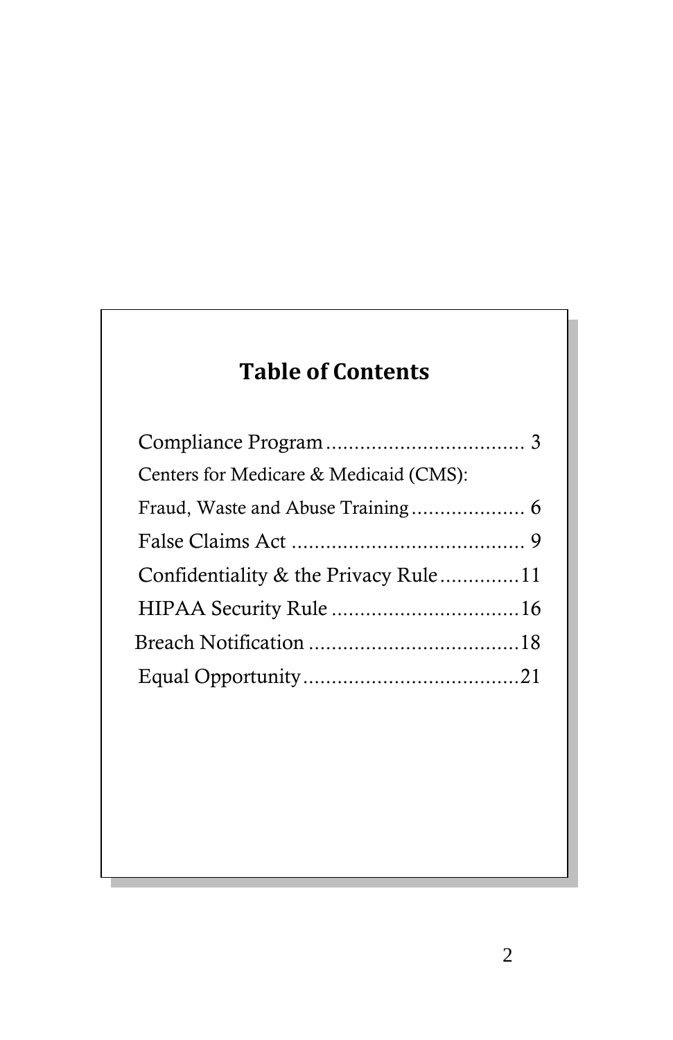## Table of Contents

Compliance Program .................................. 3

Centers for Medicare & Medicaid (CMS):

Fraud, Waste and Abuse Training .................... 6

False Claims Act ......................................... 9

Confidentiality & the Privacy Rule .............11

HIPAA Security Rule .................................16

Breach Notification .....................................18

Equal Opportunity......................................21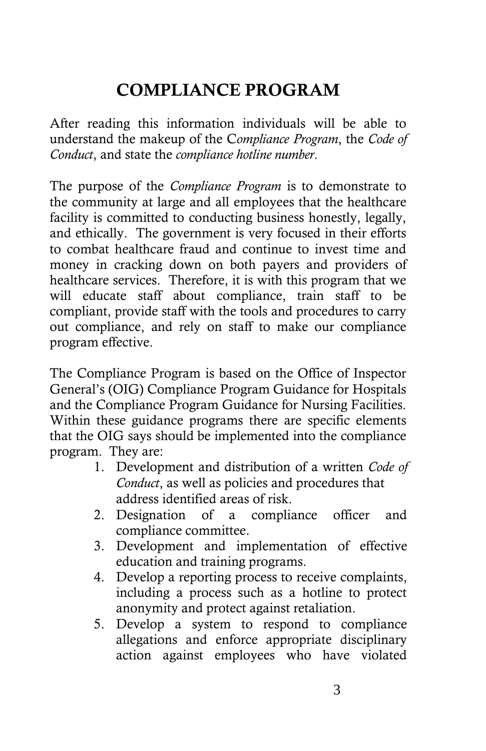# COMPLIANCE PROGRAM

After reading this information individuals will be able to understand the makeup of the C*ompliance Program*, the *Code of Conduct*, and state the *compliance hotline number*.

The purpose of the *Compliance Program* is to demonstrate to the community at large and all employees that the healthcare facility is committed to conducting business honestly, legally, and ethically. The government is very focused in their efforts to combat healthcare fraud and continue to invest time and money in cracking down on both payers and providers of healthcare services. Therefore, it is with this program that we will educate staff about compliance, train staff to be compliant, provide staff with the tools and procedures to carry out compliance, and rely on staff to make our compliance program effective.

The Compliance Program is based on the Office of Inspector General's (OIG) Compliance Program Guidance for Hospitals and the Compliance Program Guidance for Nursing Facilities. Within these guidance programs there are specific elements that the OIG says should be implemented into the compliance program. They are:

1. Development and distribution of a written *Code of Conduct*, as well as policies and procedures that address identified areas of risk.
2. Designation of a compliance officer and compliance committee.
3. Development and implementation of effective education and training programs.
4. Develop a reporting process to receive complaints, including a process such as a hotline to protect anonymity and protect against retaliation.
5. Develop a system to respond to compliance allegations and enforce appropriate disciplinary action against employees who have violated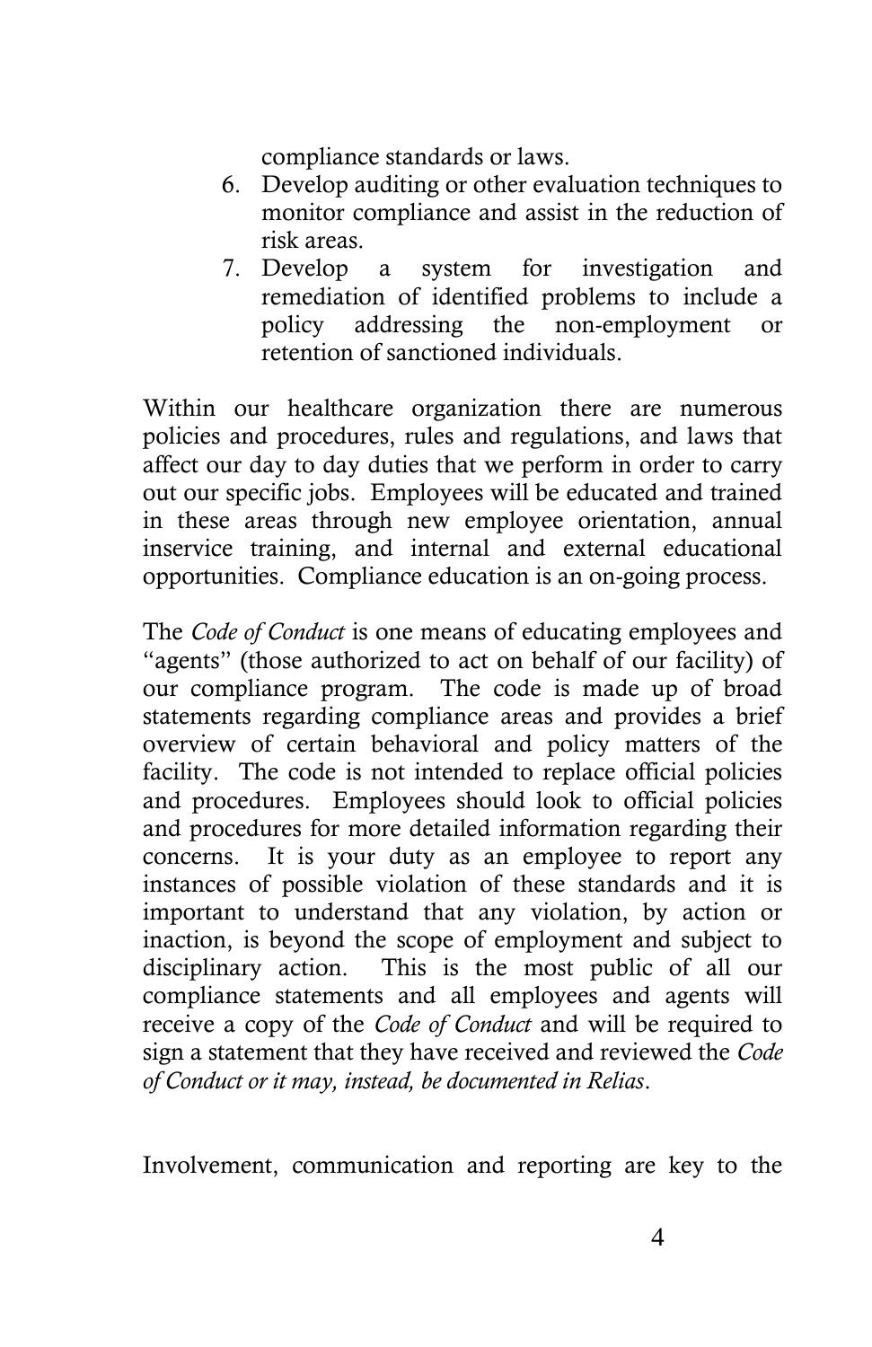compliance standards or laws.

6. Develop auditing or other evaluation techniques to monitor compliance and assist in the reduction of risk areas.
7. Develop a system for investigation and remediation of identified problems to include a policy addressing the non-employment or retention of sanctioned individuals.

Within our healthcare organization there are numerous policies and procedures, rules and regulations, and laws that affect our day to day duties that we perform in order to carry out our specific jobs. Employees will be educated and trained in these areas through new employee orientation, annual inservice training, and internal and external educational opportunities. Compliance education is an on-going process.

The *Code of Conduct* is one means of educating employees and "agents" (those authorized to act on behalf of our facility) of our compliance program. The code is made up of broad statements regarding compliance areas and provides a brief overview of certain behavioral and policy matters of the facility. The code is not intended to replace official policies and procedures. Employees should look to official policies and procedures for more detailed information regarding their concerns. It is your duty as an employee to report any instances of possible violation of these standards and it is important to understand that any violation, by action or inaction, is beyond the scope of employment and subject to disciplinary action. This is the most public of all our compliance statements and all employees and agents will receive a copy of the *Code of Conduct* and will be required to sign a statement that they have received and reviewed the *Code of Conduct or it may, instead, be documented in Relias*.

Involvement, communication and reporting are key to the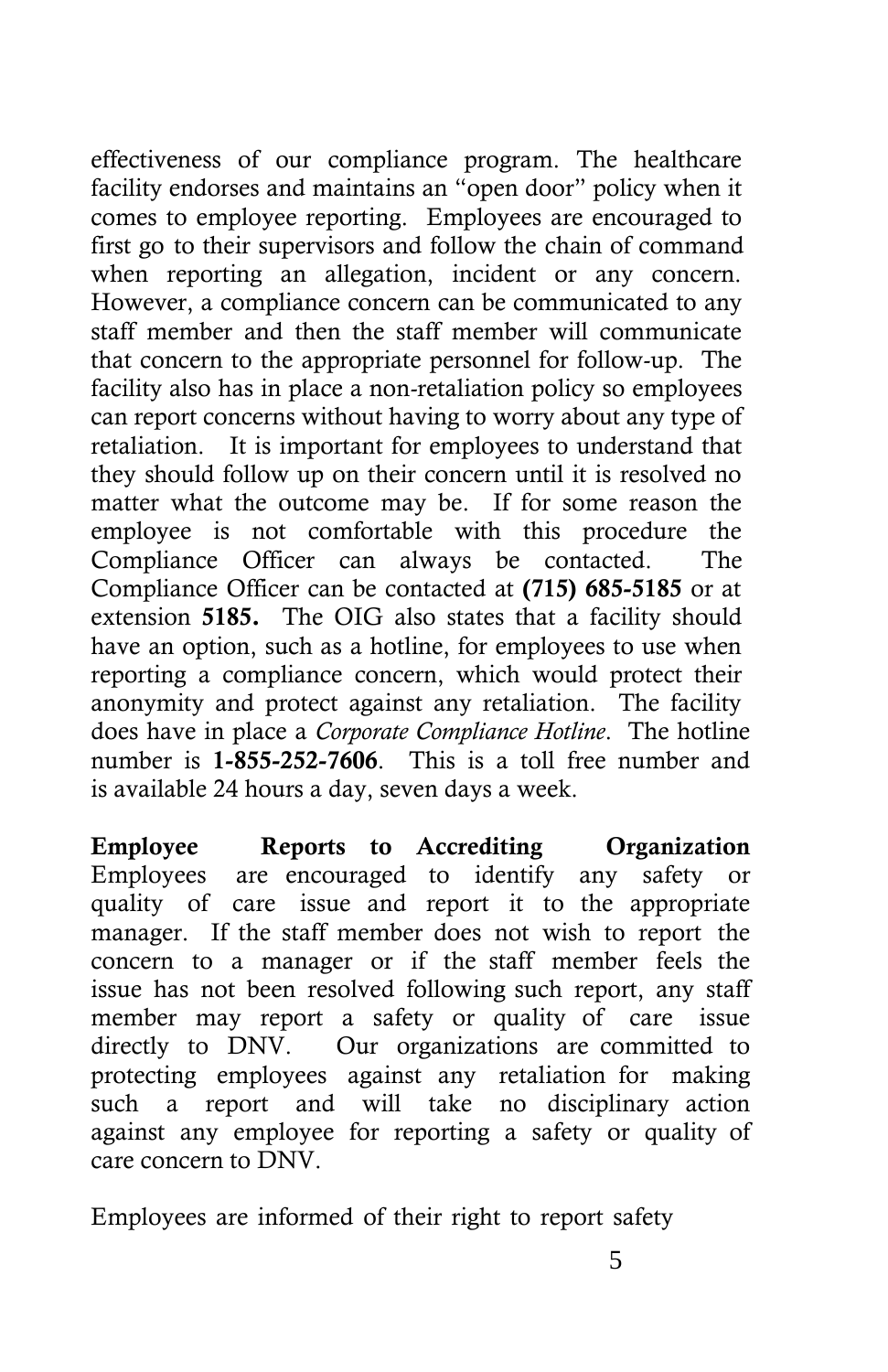effectiveness of our compliance program. The healthcare facility endorses and maintains an "open door" policy when it comes to employee reporting. Employees are encouraged to first go to their supervisors and follow the chain of command when reporting an allegation, incident or any concern. However, a compliance concern can be communicated to any staff member and then the staff member will communicate that concern to the appropriate personnel for follow-up. The facility also has in place a non-retaliation policy so employees can report concerns without having to worry about any type of retaliation. It is important for employees to understand that they should follow up on their concern until it is resolved no matter what the outcome may be. If for some reason the employee is not comfortable with this procedure the Compliance Officer can always be contacted. The Compliance Officer can be contacted at **(715) 685-5185** or at extension **5185.** The OIG also states that a facility should have an option, such as a hotline, for employees to use when reporting a compliance concern, which would protect their anonymity and protect against any retaliation. The facility does have in place a *Corporate Compliance Hotline*. The hotline number is **1-855-252-7606**. This is a toll free number and is available 24 hours a day, seven days a week.

**Employee Reports to Accrediting Organization**
Employees are encouraged to identify any safety or quality of care issue and report it to the appropriate manager. If the staff member does not wish to report the concern to a manager or if the staff member feels the issue has not been resolved following such report, any staff member may report a safety or quality of care issue directly to DNV. Our organizations are committed to protecting employees against any retaliation for making such a report and will take no disciplinary action against any employee for reporting a safety or quality of care concern to DNV.

Employees are informed of their right to report safety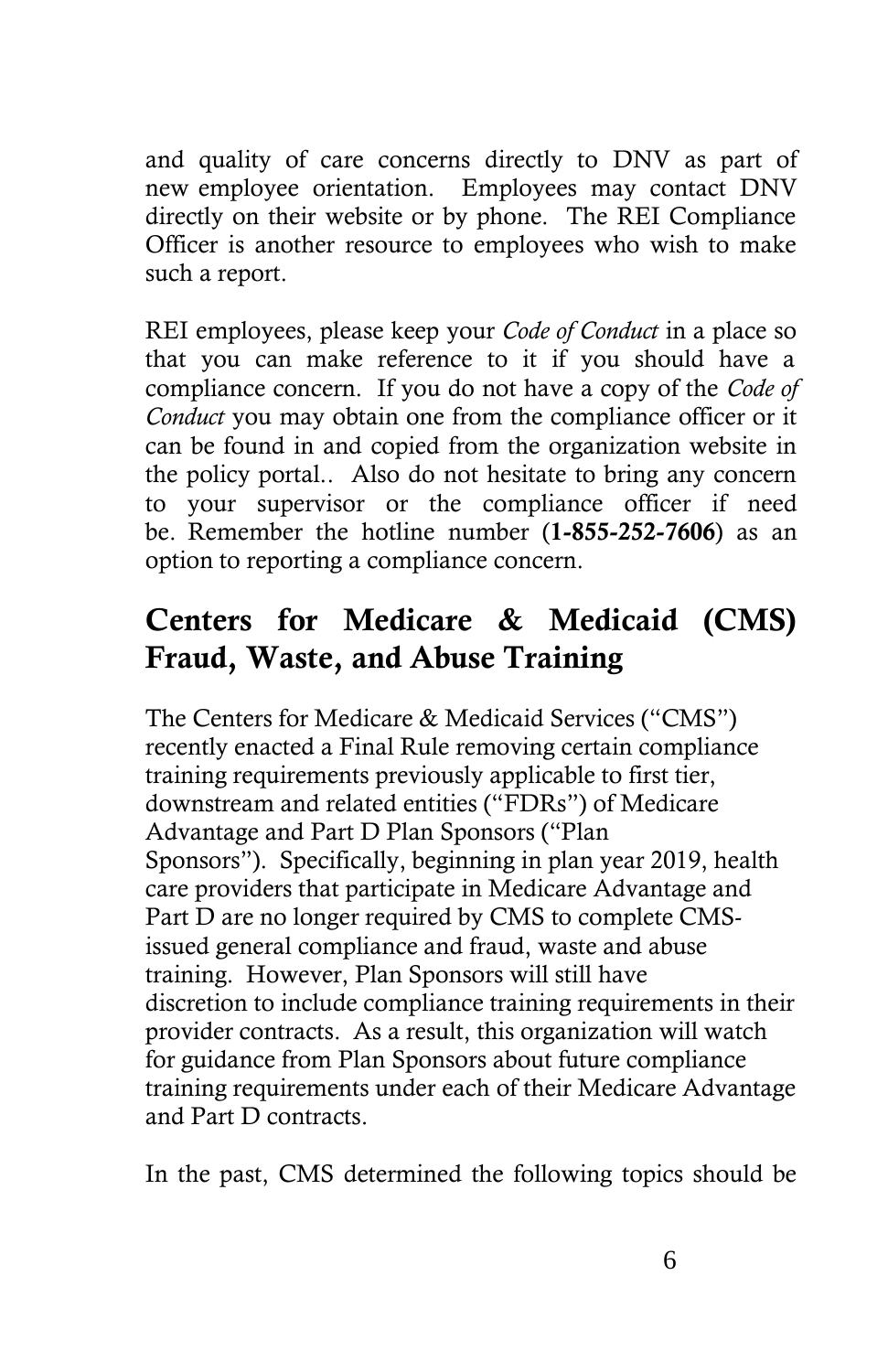and quality of care concerns directly to DNV as part of new employee orientation. Employees may contact DNV directly on their website or by phone. The REI Compliance Officer is another resource to employees who wish to make such a report.

REI employees, please keep your *Code of Conduct* in a place so that you can make reference to it if you should have a compliance concern. If you do not have a copy of the *Code of Conduct* you may obtain one from the compliance officer or it can be found in and copied from the organization website in the policy portal.. Also do not hesitate to bring any concern to your supervisor or the compliance officer if need be. Remember the hotline number (**1-855-252-7606**) as an option to reporting a compliance concern.

## Centers for Medicare & Medicaid (CMS) Fraud, Waste, and Abuse Training

The Centers for Medicare & Medicaid Services ("CMS") recently enacted a Final Rule removing certain compliance training requirements previously applicable to first tier, downstream and related entities ("FDRs") of Medicare Advantage and Part D Plan Sponsors ("Plan Sponsors"). Specifically, beginning in plan year 2019, health care providers that participate in Medicare Advantage and Part D are no longer required by CMS to complete CMS-issued general compliance and fraud, waste and abuse training. However, Plan Sponsors will still have discretion to include compliance training requirements in their provider contracts. As a result, this organization will watch for guidance from Plan Sponsors about future compliance training requirements under each of their Medicare Advantage and Part D contracts.

In the past, CMS determined the following topics should be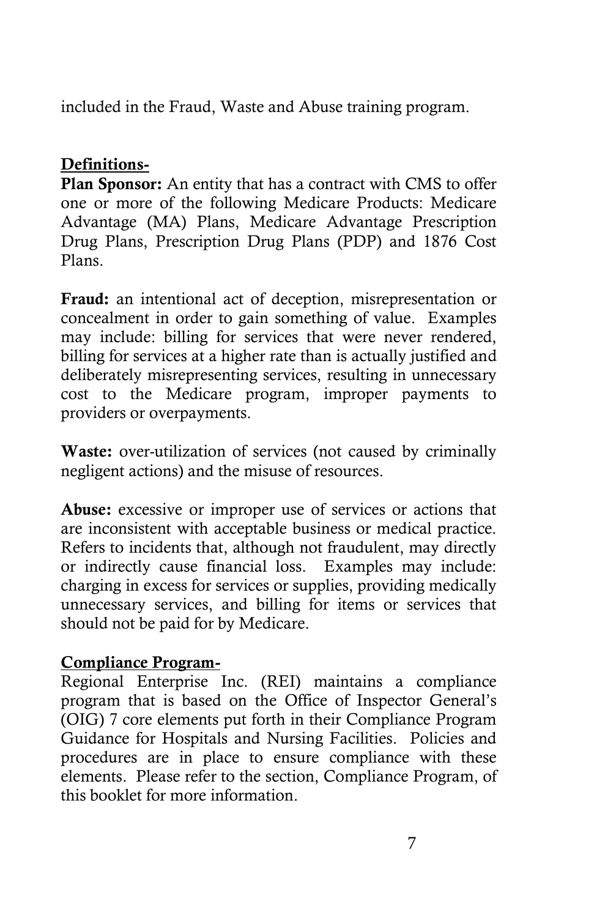included in the Fraud, Waste and Abuse training program.

## Definitions-

**Plan Sponsor:** An entity that has a contract with CMS to offer one or more of the following Medicare Products: Medicare Advantage (MA) Plans, Medicare Advantage Prescription Drug Plans, Prescription Drug Plans (PDP) and 1876 Cost Plans.

**Fraud:** an intentional act of deception, misrepresentation or concealment in order to gain something of value. Examples may include: billing for services that were never rendered, billing for services at a higher rate than is actually justified and deliberately misrepresenting services, resulting in unnecessary cost to the Medicare program, improper payments to providers or overpayments.

**Waste:** over-utilization of services (not caused by criminally negligent actions) and the misuse of resources.

**Abuse:** excessive or improper use of services or actions that are inconsistent with acceptable business or medical practice. Refers to incidents that, although not fraudulent, may directly or indirectly cause financial loss. Examples may include: charging in excess for services or supplies, providing medically unnecessary services, and billing for items or services that should not be paid for by Medicare.

## Compliance Program-

Regional Enterprise Inc. (REI) maintains a compliance program that is based on the Office of Inspector General's (OIG) 7 core elements put forth in their Compliance Program Guidance for Hospitals and Nursing Facilities. Policies and procedures are in place to ensure compliance with these elements. Please refer to the section, Compliance Program, of this booklet for more information.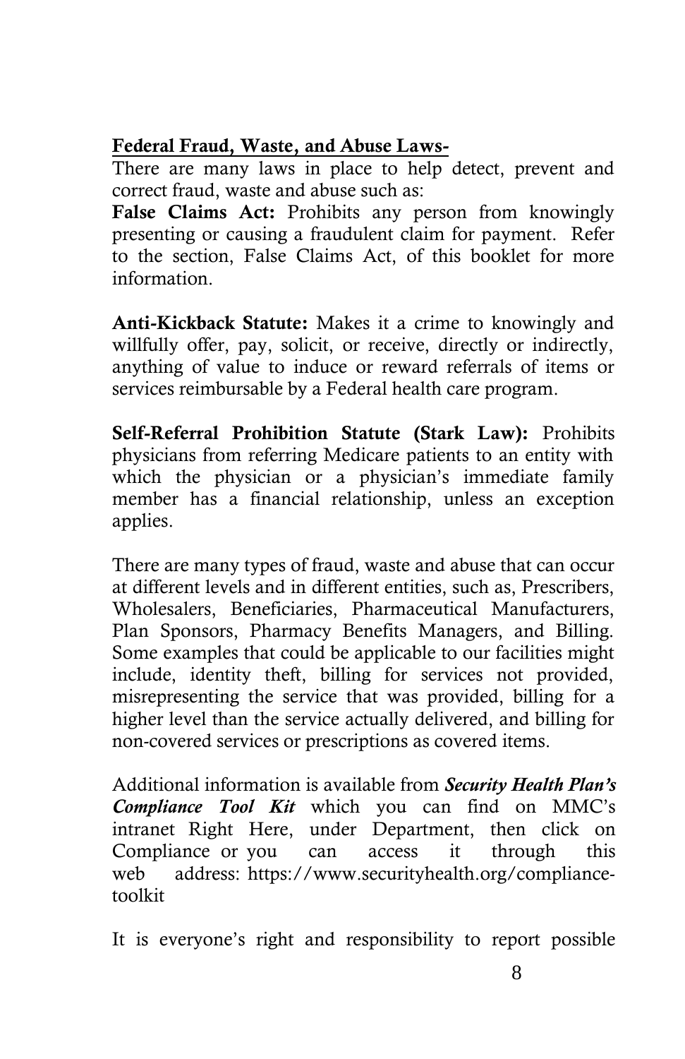**<u>Federal Fraud, Waste, and Abuse Laws-</u>**

There are many laws in place to help detect, prevent and correct fraud, waste and abuse such as:

**False Claims Act:** Prohibits any person from knowingly presenting or causing a fraudulent claim for payment. Refer to the section, False Claims Act, of this booklet for more information.

**Anti-Kickback Statute:** Makes it a crime to knowingly and willfully offer, pay, solicit, or receive, directly or indirectly, anything of value to induce or reward referrals of items or services reimbursable by a Federal health care program.

**Self-Referral Prohibition Statute (Stark Law):** Prohibits physicians from referring Medicare patients to an entity with which the physician or a physician's immediate family member has a financial relationship, unless an exception applies.

There are many types of fraud, waste and abuse that can occur at different levels and in different entities, such as, Prescribers, Wholesalers, Beneficiaries, Pharmaceutical Manufacturers, Plan Sponsors, Pharmacy Benefits Managers, and Billing. Some examples that could be applicable to our facilities might include, identity theft, billing for services not provided, misrepresenting the service that was provided, billing for a higher level than the service actually delivered, and billing for non-covered services or prescriptions as covered items.

Additional information is available from ***Security Health Plan's Compliance Tool Kit*** which you can find on MMC's intranet Right Here, under Department, then click on Compliance or you can access it through this web address: https://www.securityhealth.org/compliance-toolkit

It is everyone's right and responsibility to report possible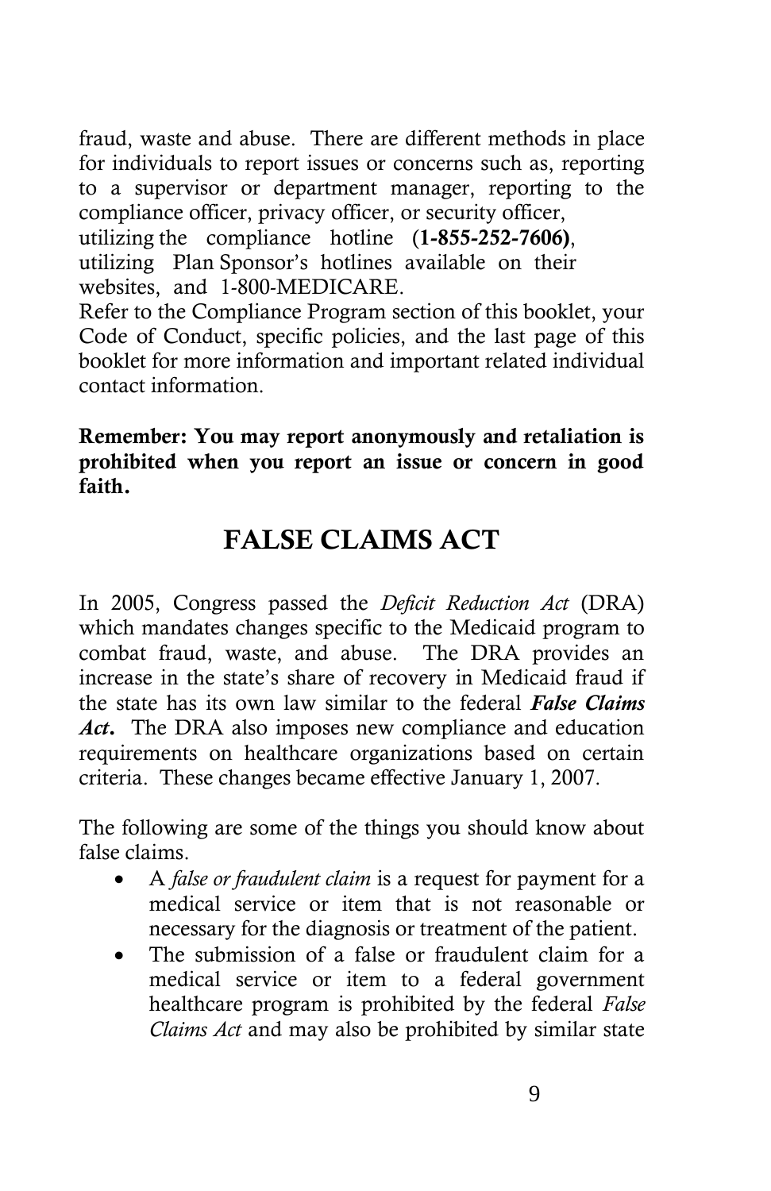fraud, waste and abuse. There are different methods in place for individuals to report issues or concerns such as, reporting to a supervisor or department manager, reporting to the compliance officer, privacy officer, or security officer, utilizing the compliance hotline (**1-855-252-7606)**, utilizing Plan Sponsor's hotlines available on their websites, and 1-800-MEDICARE.
Refer to the Compliance Program section of this booklet, your Code of Conduct, specific policies, and the last page of this booklet for more information and important related individual contact information.

**Remember: You may report anonymously and retaliation is prohibited when you report an issue or concern in good faith.**

## FALSE CLAIMS ACT

In 2005, Congress passed the *Deficit Reduction Act* (DRA) which mandates changes specific to the Medicaid program to combat fraud, waste, and abuse. The DRA provides an increase in the state's share of recovery in Medicaid fraud if the state has its own law similar to the federal ***False Claims Act***. The DRA also imposes new compliance and education requirements on healthcare organizations based on certain criteria. These changes became effective January 1, 2007.

The following are some of the things you should know about false claims.

- A *false or fraudulent claim* is a request for payment for a medical service or item that is not reasonable or necessary for the diagnosis or treatment of the patient.
- The submission of a false or fraudulent claim for a medical service or item to a federal government healthcare program is prohibited by the federal *False Claims Act* and may also be prohibited by similar state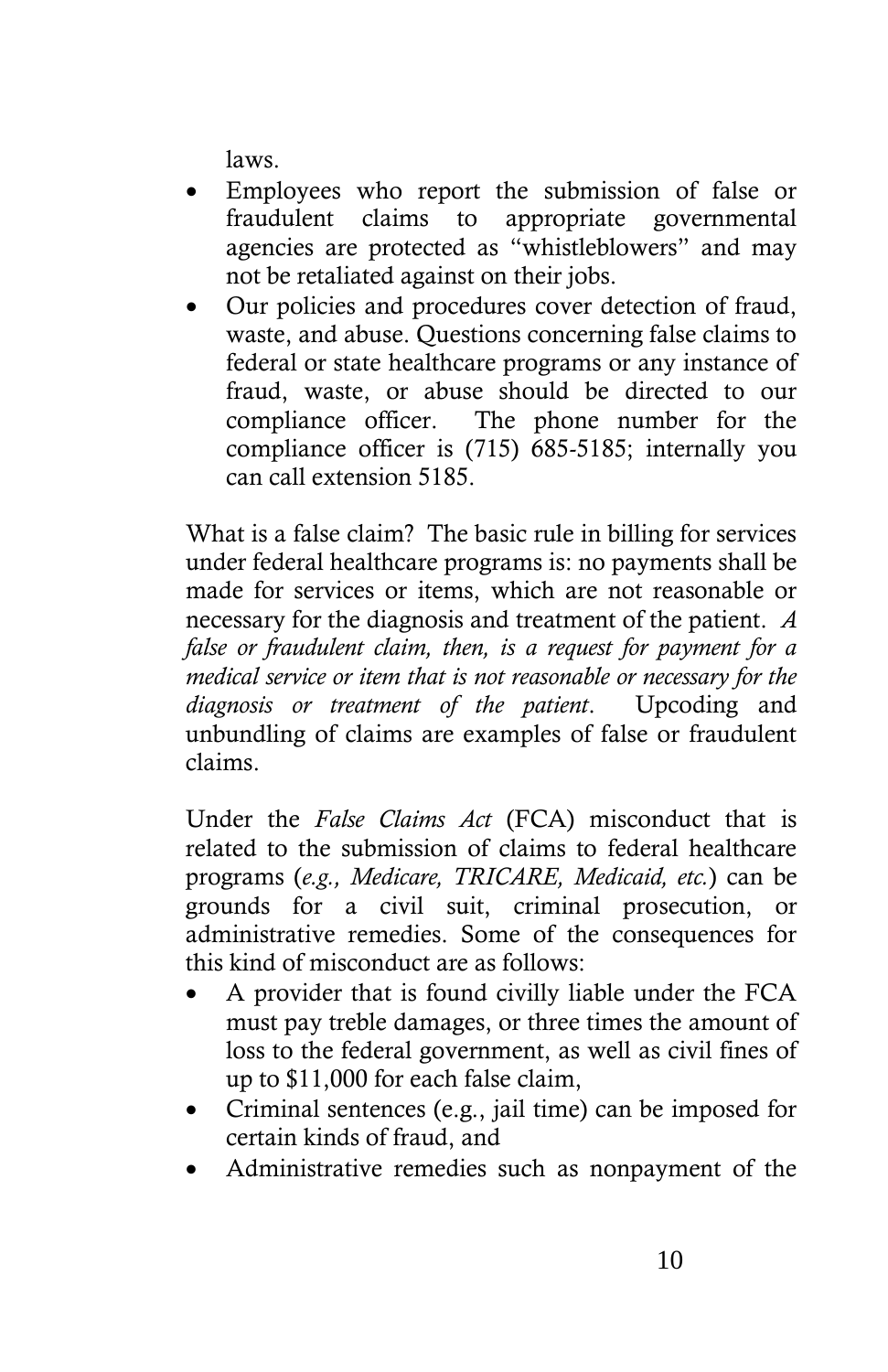laws.

- Employees who report the submission of false or fraudulent claims to appropriate governmental agencies are protected as "whistleblowers" and may not be retaliated against on their jobs.
- Our policies and procedures cover detection of fraud, waste, and abuse. Questions concerning false claims to federal or state healthcare programs or any instance of fraud, waste, or abuse should be directed to our compliance officer. The phone number for the compliance officer is (715) 685-5185; internally you can call extension 5185.

What is a false claim? The basic rule in billing for services under federal healthcare programs is: no payments shall be made for services or items, which are not reasonable or necessary for the diagnosis and treatment of the patient. *A false or fraudulent claim, then, is a request for payment for a medical service or item that is not reasonable or necessary for the diagnosis or treatment of the patient*. Upcoding and unbundling of claims are examples of false or fraudulent claims.

Under the *False Claims Act* (FCA) misconduct that is related to the submission of claims to federal healthcare programs (*e.g., Medicare, TRICARE, Medicaid, etc.*) can be grounds for a civil suit, criminal prosecution, or administrative remedies. Some of the consequences for this kind of misconduct are as follows:

- A provider that is found civilly liable under the FCA must pay treble damages, or three times the amount of loss to the federal government, as well as civil fines of up to $11,000 for each false claim,
- Criminal sentences (e.g., jail time) can be imposed for certain kinds of fraud, and
- Administrative remedies such as nonpayment of the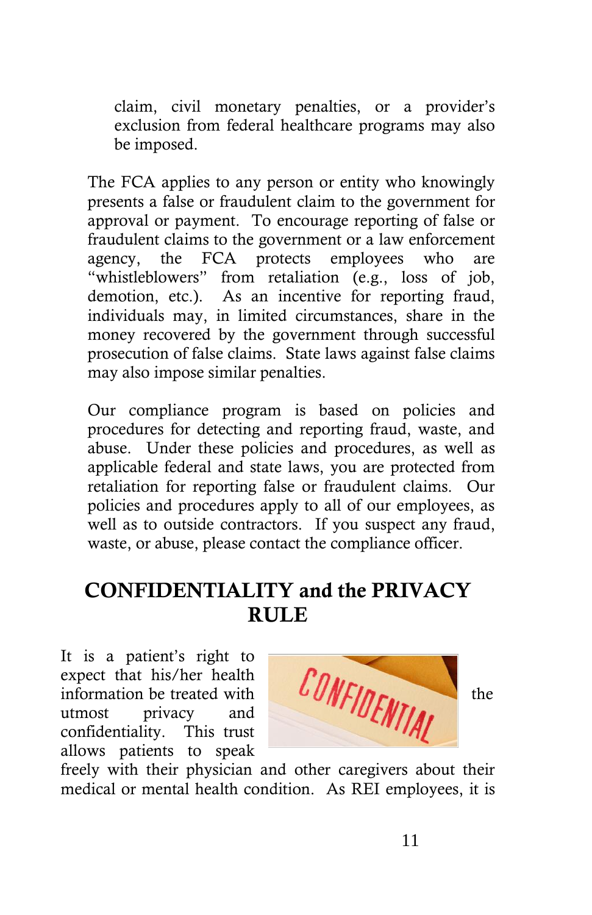claim, civil monetary penalties, or a provider's exclusion from federal healthcare programs may also be imposed.

The FCA applies to any person or entity who knowingly presents a false or fraudulent claim to the government for approval or payment. To encourage reporting of false or fraudulent claims to the government or a law enforcement agency, the FCA protects employees who are "whistleblowers" from retaliation (e.g., loss of job, demotion, etc.). As an incentive for reporting fraud, individuals may, in limited circumstances, share in the money recovered by the government through successful prosecution of false claims. State laws against false claims may also impose similar penalties.

Our compliance program is based on policies and procedures for detecting and reporting fraud, waste, and abuse. Under these policies and procedures, as well as applicable federal and state laws, you are protected from retaliation for reporting false or fraudulent claims. Our policies and procedures apply to all of our employees, as well as to outside contractors. If you suspect any fraud, waste, or abuse, please contact the compliance officer.

## CONFIDENTIALITY and the PRIVACY RULE

It is a patient's right to expect that his/her health information be treated with the utmost privacy and confidentiality. This trust allows patients to speak freely with their physician and other caregivers about their medical or mental health condition. As REI employees, it is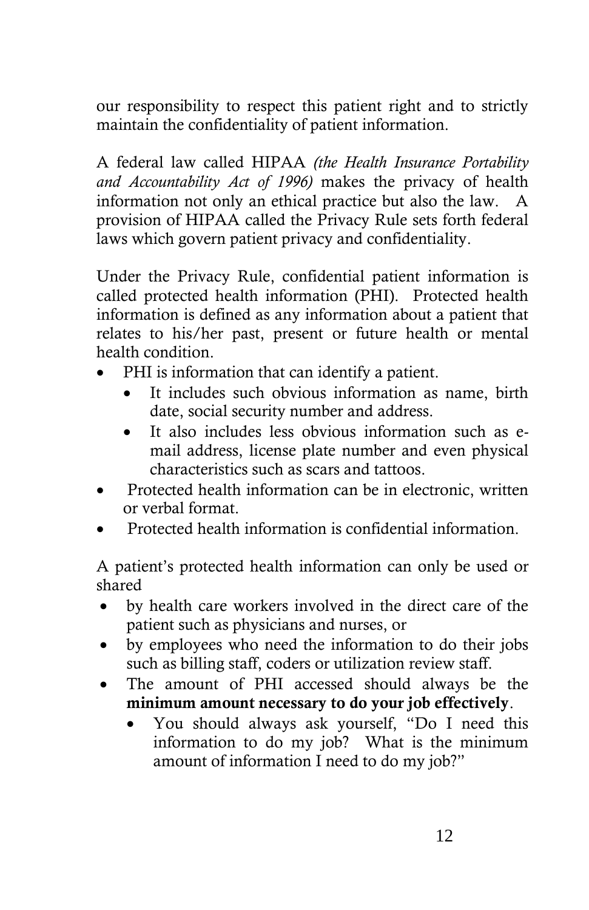our responsibility to respect this patient right and to strictly maintain the confidentiality of patient information.

A federal law called HIPAA *(the Health Insurance Portability and Accountability Act of 1996)* makes the privacy of health information not only an ethical practice but also the law. A provision of HIPAA called the Privacy Rule sets forth federal laws which govern patient privacy and confidentiality.

Under the Privacy Rule, confidential patient information is called protected health information (PHI). Protected health information is defined as any information about a patient that relates to his/her past, present or future health or mental health condition.

- PHI is information that can identify a patient.
  - It includes such obvious information as name, birth date, social security number and address.
  - It also includes less obvious information such as e-mail address, license plate number and even physical characteristics such as scars and tattoos.
- Protected health information can be in electronic, written or verbal format.
- Protected health information is confidential information.

A patient's protected health information can only be used or shared

- by health care workers involved in the direct care of the patient such as physicians and nurses, or
- by employees who need the information to do their jobs such as billing staff, coders or utilization review staff.
- The amount of PHI accessed should always be the **minimum amount necessary to do your job effectively**.
  - You should always ask yourself, "Do I need this information to do my job? What is the minimum amount of information I need to do my job?"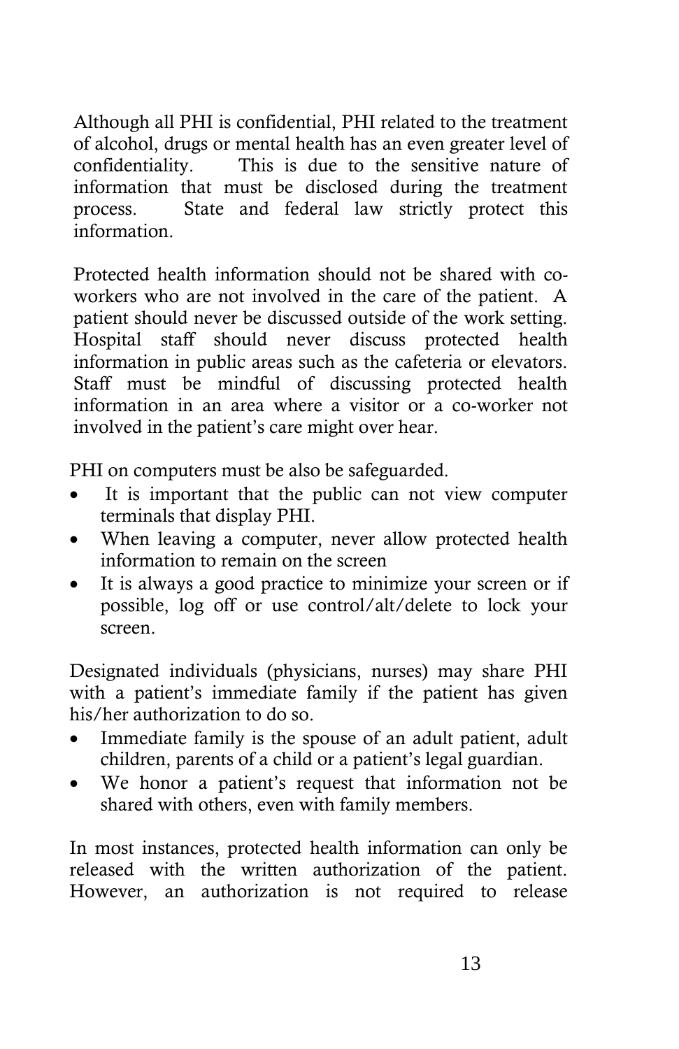Although all PHI is confidential, PHI related to the treatment of alcohol, drugs or mental health has an even greater level of confidentiality. This is due to the sensitive nature of information that must be disclosed during the treatment process. State and federal law strictly protect this information.

Protected health information should not be shared with co-workers who are not involved in the care of the patient. A patient should never be discussed outside of the work setting. Hospital staff should never discuss protected health information in public areas such as the cafeteria or elevators. Staff must be mindful of discussing protected health information in an area where a visitor or a co-worker not involved in the patient's care might over hear.

PHI on computers must be also be safeguarded.

- It is important that the public can not view computer terminals that display PHI.
- When leaving a computer, never allow protected health information to remain on the screen
- It is always a good practice to minimize your screen or if possible, log off or use control/alt/delete to lock your screen.

Designated individuals (physicians, nurses) may share PHI with a patient's immediate family if the patient has given his/her authorization to do so.

- Immediate family is the spouse of an adult patient, adult children, parents of a child or a patient's legal guardian.
- We honor a patient's request that information not be shared with others, even with family members.

In most instances, protected health information can only be released with the written authorization of the patient. However, an authorization is not required to release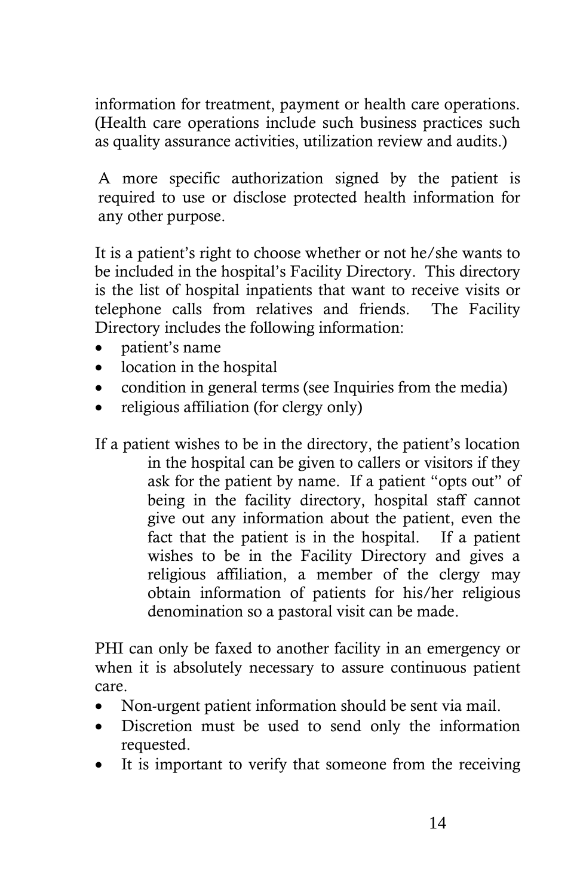information for treatment, payment or health care operations. (Health care operations include such business practices such as quality assurance activities, utilization review and audits.)

A more specific authorization signed by the patient is required to use or disclose protected health information for any other purpose.

It is a patient's right to choose whether or not he/she wants to be included in the hospital's Facility Directory. This directory is the list of hospital inpatients that want to receive visits or telephone calls from relatives and friends. The Facility Directory includes the following information:

- patient's name
- location in the hospital
- condition in general terms (see Inquiries from the media)
- religious affiliation (for clergy only)

If a patient wishes to be in the directory, the patient's location in the hospital can be given to callers or visitors if they ask for the patient by name. If a patient "opts out" of being in the facility directory, hospital staff cannot give out any information about the patient, even the fact that the patient is in the hospital. If a patient wishes to be in the Facility Directory and gives a religious affiliation, a member of the clergy may obtain information of patients for his/her religious denomination so a pastoral visit can be made.

PHI can only be faxed to another facility in an emergency or when it is absolutely necessary to assure continuous patient care.

- Non-urgent patient information should be sent via mail.
- Discretion must be used to send only the information requested.
- It is important to verify that someone from the receiving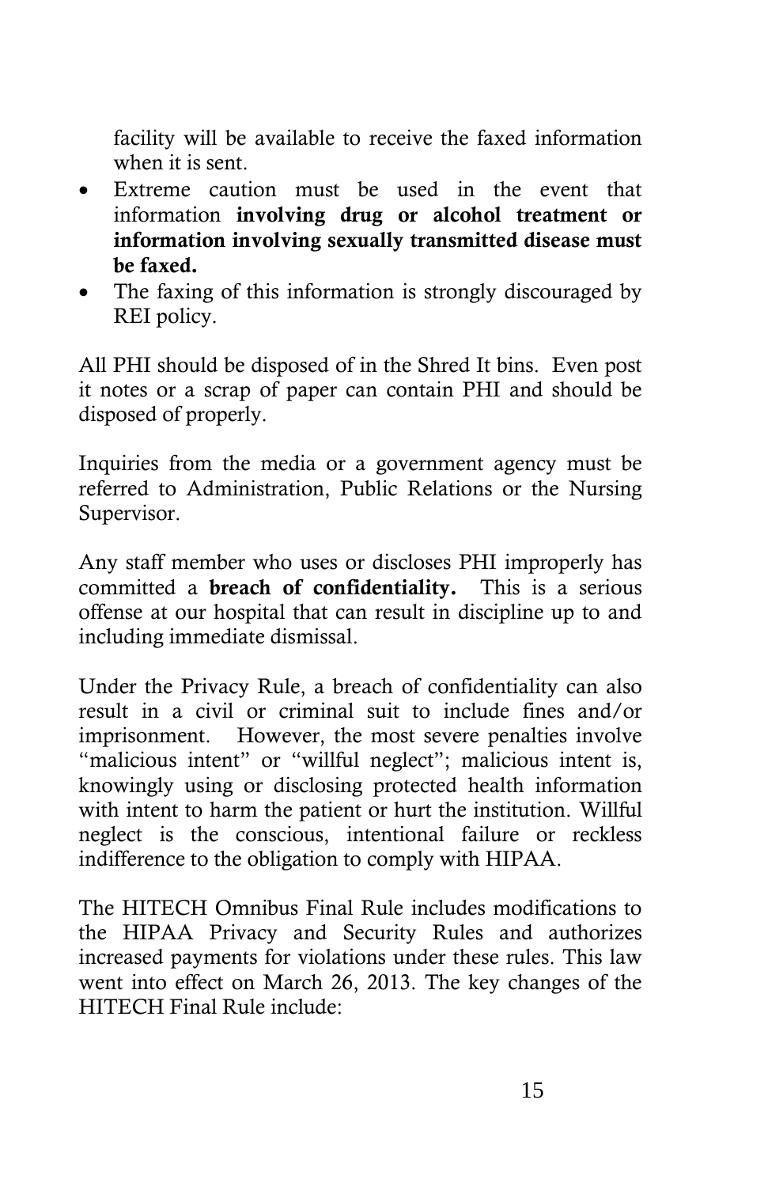facility will be available to receive the faxed information when it is sent.

- Extreme caution must be used in the event that information **involving drug or alcohol treatment or information involving sexually transmitted disease must be faxed.**
- The faxing of this information is strongly discouraged by REI policy.

All PHI should be disposed of in the Shred It bins. Even post it notes or a scrap of paper can contain PHI and should be disposed of properly.

Inquiries from the media or a government agency must be referred to Administration, Public Relations or the Nursing Supervisor.

Any staff member who uses or discloses PHI improperly has committed a **breach of confidentiality.** This is a serious offense at our hospital that can result in discipline up to and including immediate dismissal.

Under the Privacy Rule, a breach of confidentiality can also result in a civil or criminal suit to include fines and/or imprisonment. However, the most severe penalties involve "malicious intent" or "willful neglect"; malicious intent is, knowingly using or disclosing protected health information with intent to harm the patient or hurt the institution. Willful neglect is the conscious, intentional failure or reckless indifference to the obligation to comply with HIPAA.

The HITECH Omnibus Final Rule includes modifications to the HIPAA Privacy and Security Rules and authorizes increased payments for violations under these rules. This law went into effect on March 26, 2013. The key changes of the HITECH Final Rule include: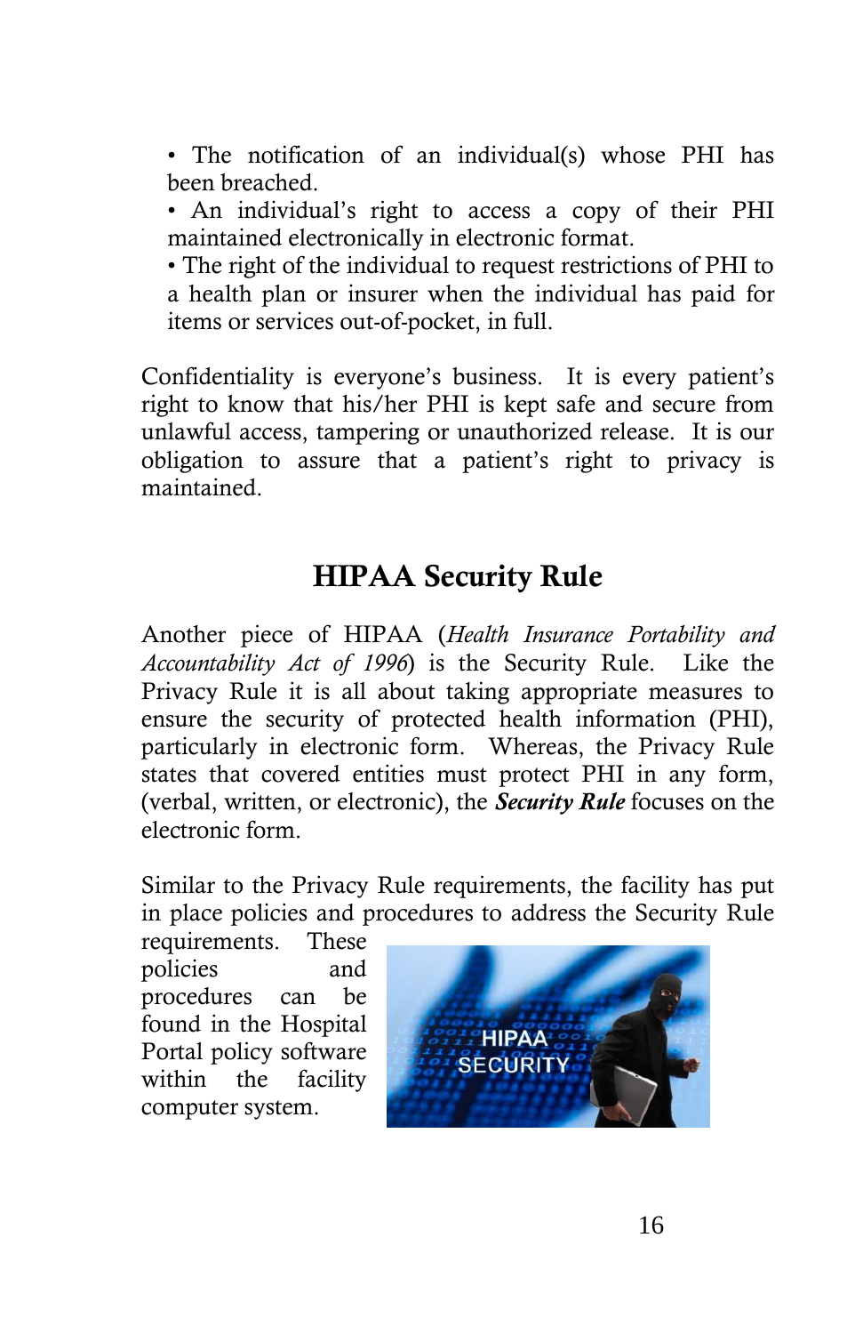- The notification of an individual(s) whose PHI has been breached.
- An individual's right to access a copy of their PHI maintained electronically in electronic format.
- The right of the individual to request restrictions of PHI to a health plan or insurer when the individual has paid for items or services out-of-pocket, in full.

Confidentiality is everyone's business. It is every patient's right to know that his/her PHI is kept safe and secure from unlawful access, tampering or unauthorized release. It is our obligation to assure that a patient's right to privacy is maintained.

## HIPAA Security Rule

Another piece of HIPAA (*Health Insurance Portability and Accountability Act of 1996*) is the Security Rule. Like the Privacy Rule it is all about taking appropriate measures to ensure the security of protected health information (PHI), particularly in electronic form. Whereas, the Privacy Rule states that covered entities must protect PHI in any form, (verbal, written, or electronic), the ***Security Rule*** focuses on the electronic form.

Similar to the Privacy Rule requirements, the facility has put in place policies and procedures to address the Security Rule requirements. These policies and procedures can be found in the Hospital Portal policy software within the facility computer system.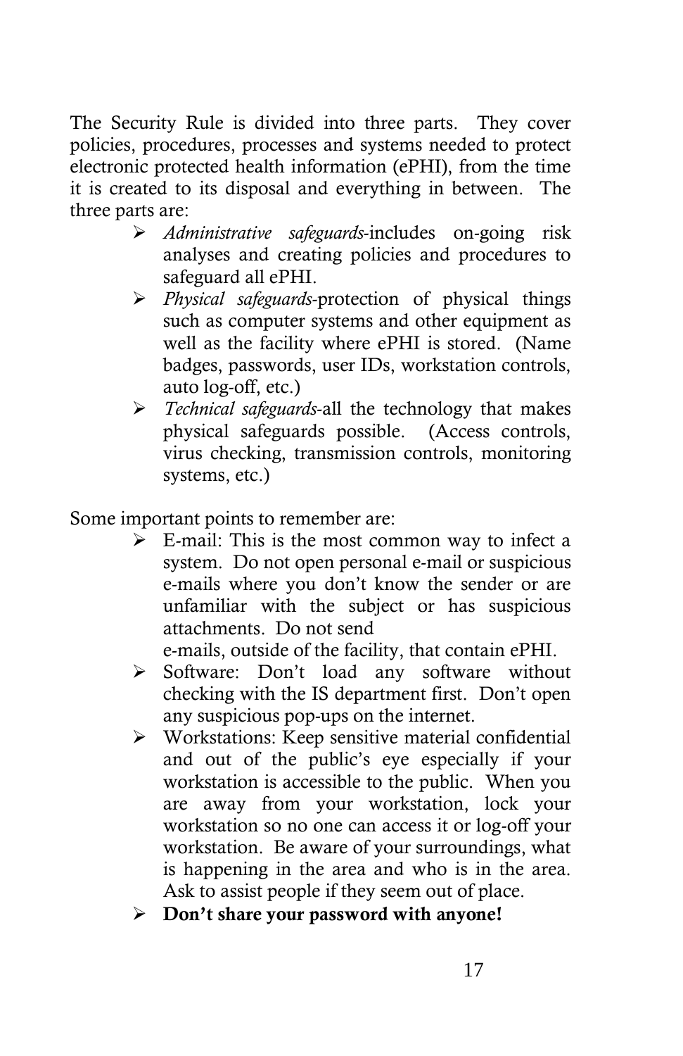The Security Rule is divided into three parts. They cover policies, procedures, processes and systems needed to protect electronic protected health information (ePHI), from the time it is created to its disposal and everything in between. The three parts are:

- *Administrative safeguards*-includes on-going risk analyses and creating policies and procedures to safeguard all ePHI.
- *Physical safeguards*-protection of physical things such as computer systems and other equipment as well as the facility where ePHI is stored. (Name badges, passwords, user IDs, workstation controls, auto log-off, etc.)
- *Technical safeguards*-all the technology that makes physical safeguards possible. (Access controls, virus checking, transmission controls, monitoring systems, etc.)

Some important points to remember are:

- E-mail: This is the most common way to infect a system. Do not open personal e-mail or suspicious e-mails where you don't know the sender or are unfamiliar with the subject or has suspicious attachments. Do not send e-mails, outside of the facility, that contain ePHI.
- Software: Don't load any software without checking with the IS department first. Don't open any suspicious pop-ups on the internet.
- Workstations: Keep sensitive material confidential and out of the public's eye especially if your workstation is accessible to the public. When you are away from your workstation, lock your workstation so no one can access it or log-off your workstation. Be aware of your surroundings, what is happening in the area and who is in the area. Ask to assist people if they seem out of place.
- **Don't share your password with anyone!**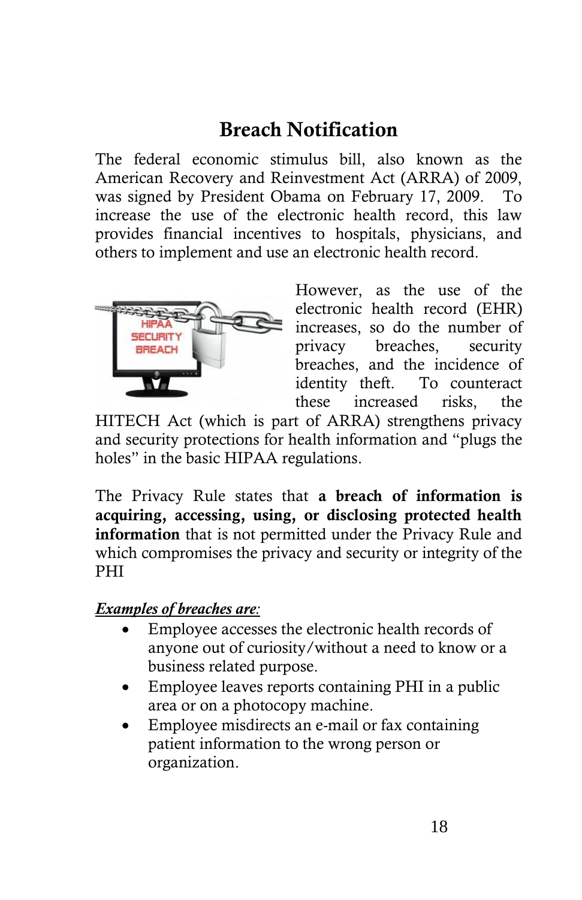# Breach Notification

The federal economic stimulus bill, also known as the American Recovery and Reinvestment Act (ARRA) of 2009, was signed by President Obama on February 17, 2009. To increase the use of the electronic health record, this law provides financial incentives to hospitals, physicians, and others to implement and use an electronic health record.

However, as the use of the electronic health record (EHR) increases, so do the number of privacy breaches, security breaches, and the incidence of identity theft. To counteract these increased risks, the HITECH Act (which is part of ARRA) strengthens privacy and security protections for health information and "plugs the holes" in the basic HIPAA regulations.

The Privacy Rule states that **a breach of information is acquiring, accessing, using, or disclosing protected health information** that is not permitted under the Privacy Rule and which compromises the privacy and security or integrity of the PHI

***Examples of breaches are:***

- Employee accesses the electronic health records of anyone out of curiosity/without a need to know or a business related purpose.
- Employee leaves reports containing PHI in a public area or on a photocopy machine.
- Employee misdirects an e-mail or fax containing patient information to the wrong person or organization.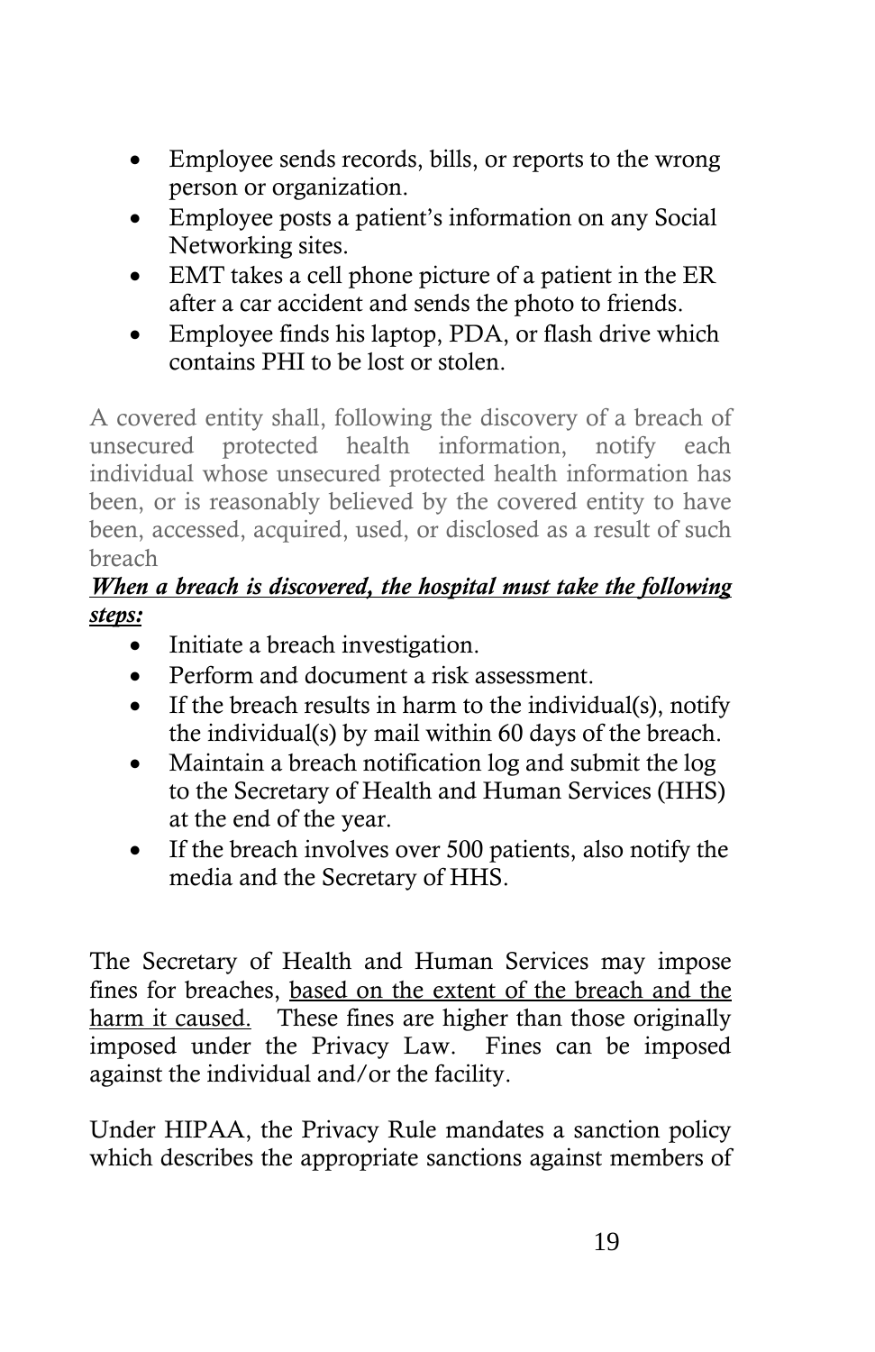- Employee sends records, bills, or reports to the wrong person or organization.
- Employee posts a patient's information on any Social Networking sites.
- EMT takes a cell phone picture of a patient in the ER after a car accident and sends the photo to friends.
- Employee finds his laptop, PDA, or flash drive which contains PHI to be lost or stolen.

A covered entity shall, following the discovery of a breach of unsecured protected health information, notify each individual whose unsecured protected health information has been, or is reasonably believed by the covered entity to have been, accessed, acquired, used, or disclosed as a result of such breach

***<u>When a breach is discovered, the hospital must take the following steps:</u>***

- Initiate a breach investigation.
- Perform and document a risk assessment.
- If the breach results in harm to the individual(s), notify the individual(s) by mail within 60 days of the breach.
- Maintain a breach notification log and submit the log to the Secretary of Health and Human Services (HHS) at the end of the year.
- If the breach involves over 500 patients, also notify the media and the Secretary of HHS.

The Secretary of Health and Human Services may impose fines for breaches, <u>based on the extent of the breach and the harm it caused.</u> These fines are higher than those originally imposed under the Privacy Law. Fines can be imposed against the individual and/or the facility.

Under HIPAA, the Privacy Rule mandates a sanction policy which describes the appropriate sanctions against members of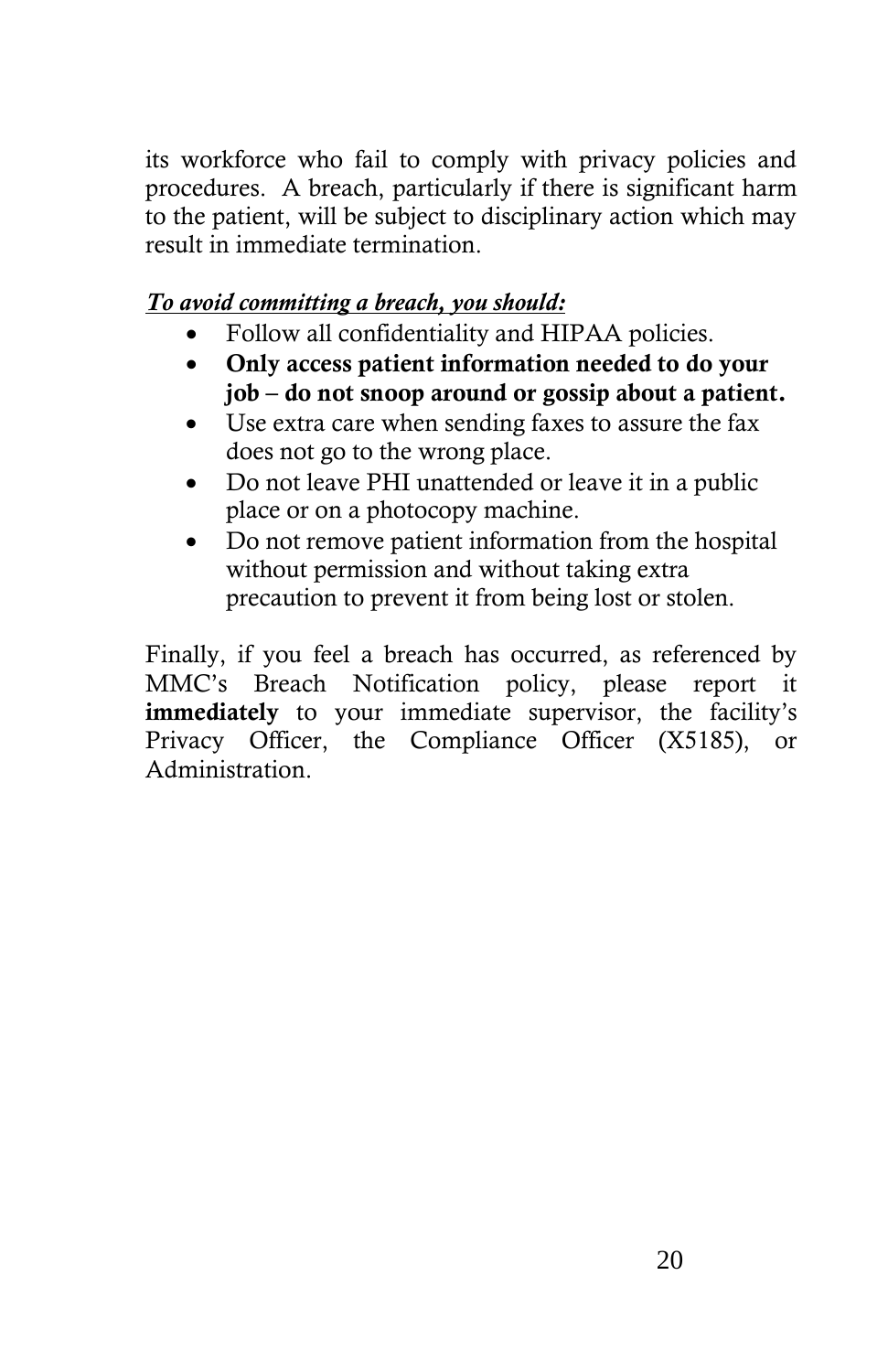its workforce who fail to comply with privacy policies and procedures. A breach, particularly if there is significant harm to the patient, will be subject to disciplinary action which may result in immediate termination.

***To avoid committing a breach, you should:***

- Follow all confidentiality and HIPAA policies.
- **Only access patient information needed to do your job – do not snoop around or gossip about a patient.**
- Use extra care when sending faxes to assure the fax does not go to the wrong place.
- Do not leave PHI unattended or leave it in a public place or on a photocopy machine.
- Do not remove patient information from the hospital without permission and without taking extra precaution to prevent it from being lost or stolen.

Finally, if you feel a breach has occurred, as referenced by MMC's Breach Notification policy, please report it **immediately** to your immediate supervisor, the facility's Privacy Officer, the Compliance Officer (X5185), or Administration.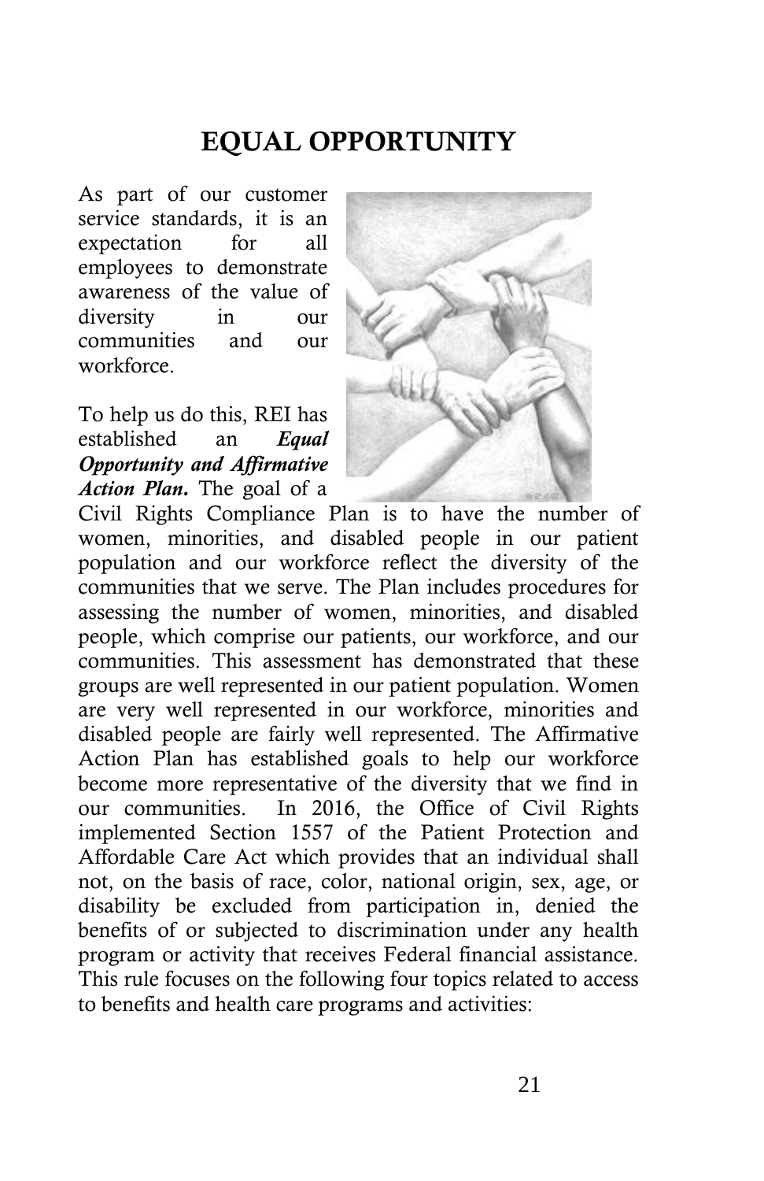# EQUAL OPPORTUNITY

As part of our customer service standards, it is an expectation for all employees to demonstrate awareness of the value of diversity in our communities and our workforce.

To help us do this, REI has established an ***Equal Opportunity and Affirmative Action Plan***. The goal of a Civil Rights Compliance Plan is to have the number of women, minorities, and disabled people in our patient population and our workforce reflect the diversity of the communities that we serve. The Plan includes procedures for assessing the number of women, minorities, and disabled people, which comprise our patients, our workforce, and our communities. This assessment has demonstrated that these groups are well represented in our patient population. Women are very well represented in our workforce, minorities and disabled people are fairly well represented. The Affirmative Action Plan has established goals to help our workforce become more representative of the diversity that we find in our communities. In 2016, the Office of Civil Rights implemented Section 1557 of the Patient Protection and Affordable Care Act which provides that an individual shall not, on the basis of race, color, national origin, sex, age, or disability be excluded from participation in, denied the benefits of or subjected to discrimination under any health program or activity that receives Federal financial assistance. This rule focuses on the following four topics related to access to benefits and health care programs and activities: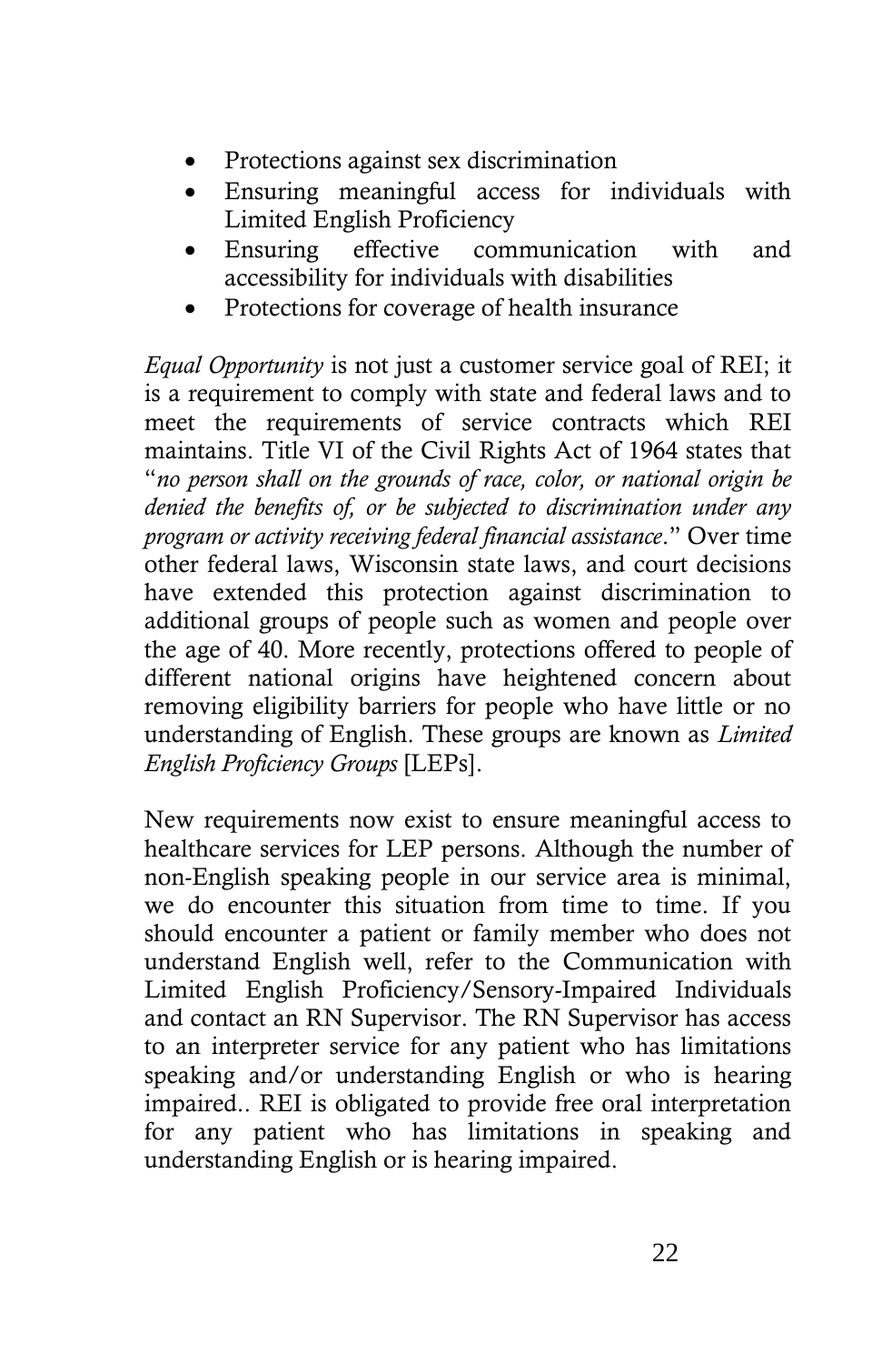- Protections against sex discrimination
- Ensuring meaningful access for individuals with Limited English Proficiency
- Ensuring effective communication with and accessibility for individuals with disabilities
- Protections for coverage of health insurance

*Equal Opportunity* is not just a customer service goal of REI; it is a requirement to comply with state and federal laws and to meet the requirements of service contracts which REI maintains. Title VI of the Civil Rights Act of 1964 states that "*no person shall on the grounds of race, color, or national origin be denied the benefits of, or be subjected to discrimination under any program or activity receiving federal financial assistance*." Over time other federal laws, Wisconsin state laws, and court decisions have extended this protection against discrimination to additional groups of people such as women and people over the age of 40. More recently, protections offered to people of different national origins have heightened concern about removing eligibility barriers for people who have little or no understanding of English. These groups are known as *Limited English Proficiency Groups* [LEPs].

New requirements now exist to ensure meaningful access to healthcare services for LEP persons. Although the number of non-English speaking people in our service area is minimal, we do encounter this situation from time to time. If you should encounter a patient or family member who does not understand English well, refer to the Communication with Limited English Proficiency/Sensory-Impaired Individuals and contact an RN Supervisor. The RN Supervisor has access to an interpreter service for any patient who has limitations speaking and/or understanding English or who is hearing impaired.. REI is obligated to provide free oral interpretation for any patient who has limitations in speaking and understanding English or is hearing impaired.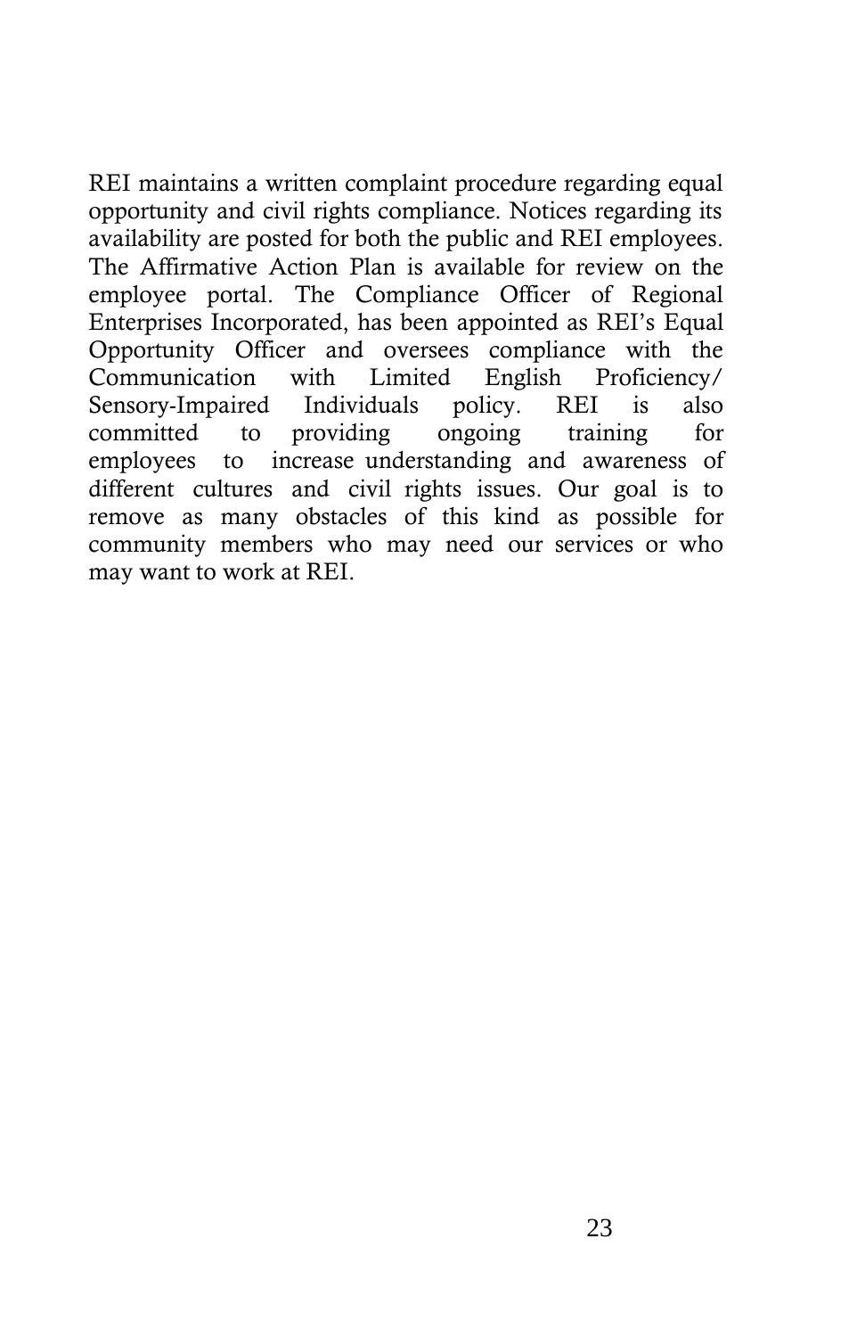REI maintains a written complaint procedure regarding equal opportunity and civil rights compliance. Notices regarding its availability are posted for both the public and REI employees. The Affirmative Action Plan is available for review on the employee portal. The Compliance Officer of Regional Enterprises Incorporated, has been appointed as REI's Equal Opportunity Officer and oversees compliance with the Communication with Limited English Proficiency/ Sensory-Impaired Individuals policy. REI is also committed to providing ongoing training for employees to increase understanding and awareness of different cultures and civil rights issues. Our goal is to remove as many obstacles of this kind as possible for community members who may need our services or who may want to work at REI.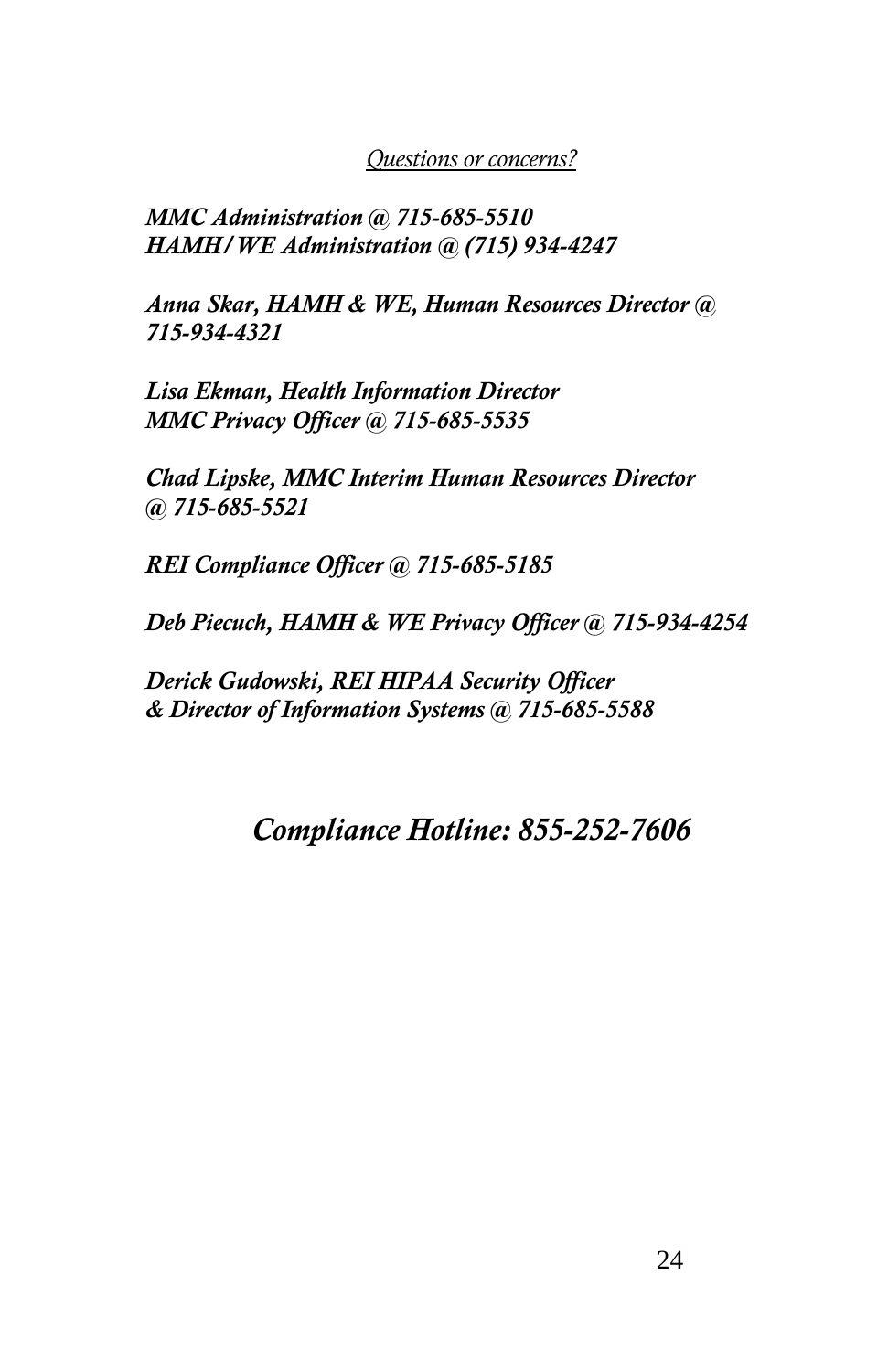*Questions or concerns?*

***MMC Administration @ 715-685-5510***
***HAMH/WE Administration @ (715) 934-4247***

***Anna Skar, HAMH & WE, Human Resources Director @ 715-934-4321***

***Lisa Ekman, Health Information Director***
***MMC Privacy Officer @ 715-685-5535***

***Chad Lipske, MMC Interim Human Resources Director @ 715-685-5521***

***REI Compliance Officer @ 715-685-5185***

***Deb Piecuch, HAMH & WE Privacy Officer @ 715-934-4254***

***Derick Gudowski, REI HIPAA Security Officer***
***& Director of Information Systems @ 715-685-5588***

## *Compliance Hotline: 855-252-7606*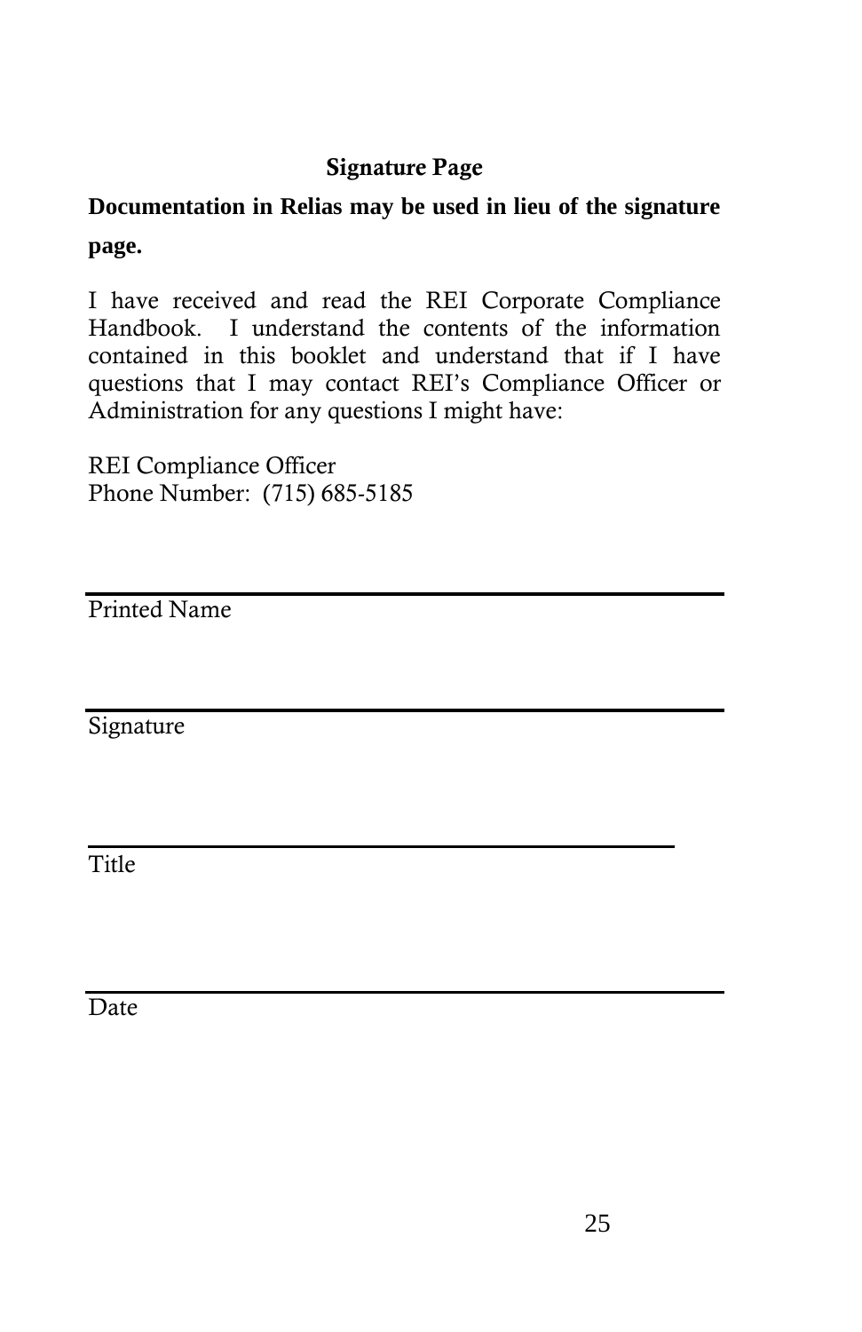## Signature Page

**Documentation in Relias may be used in lieu of the signature page.**

I have received and read the REI Corporate Compliance Handbook. I understand the contents of the information contained in this booklet and understand that if I have questions that I may contact REI's Compliance Officer or Administration for any questions I might have:

REI Compliance Officer
Phone Number: (715) 685-5185

\_\_\_\_\_\_\_\_\_\_\_\_\_\_\_\_\_\_\_\_\_\_\_\_\_\_\_\_\_\_\_\_\_\_\_\_\_\_\_\_
Printed Name

\_\_\_\_\_\_\_\_\_\_\_\_\_\_\_\_\_\_\_\_\_\_\_\_\_\_\_\_\_\_\_\_\_\_\_\_\_\_\_\_
Signature

\_\_\_\_\_\_\_\_\_\_\_\_\_\_\_\_\_\_\_\_\_\_\_\_\_\_\_\_\_\_\_\_\_\_\_\_\_\_
Title

\_\_\_\_\_\_\_\_\_\_\_\_\_\_\_\_\_\_\_\_\_\_\_\_\_\_\_\_\_\_\_\_\_\_\_\_\_\_\_\_
Date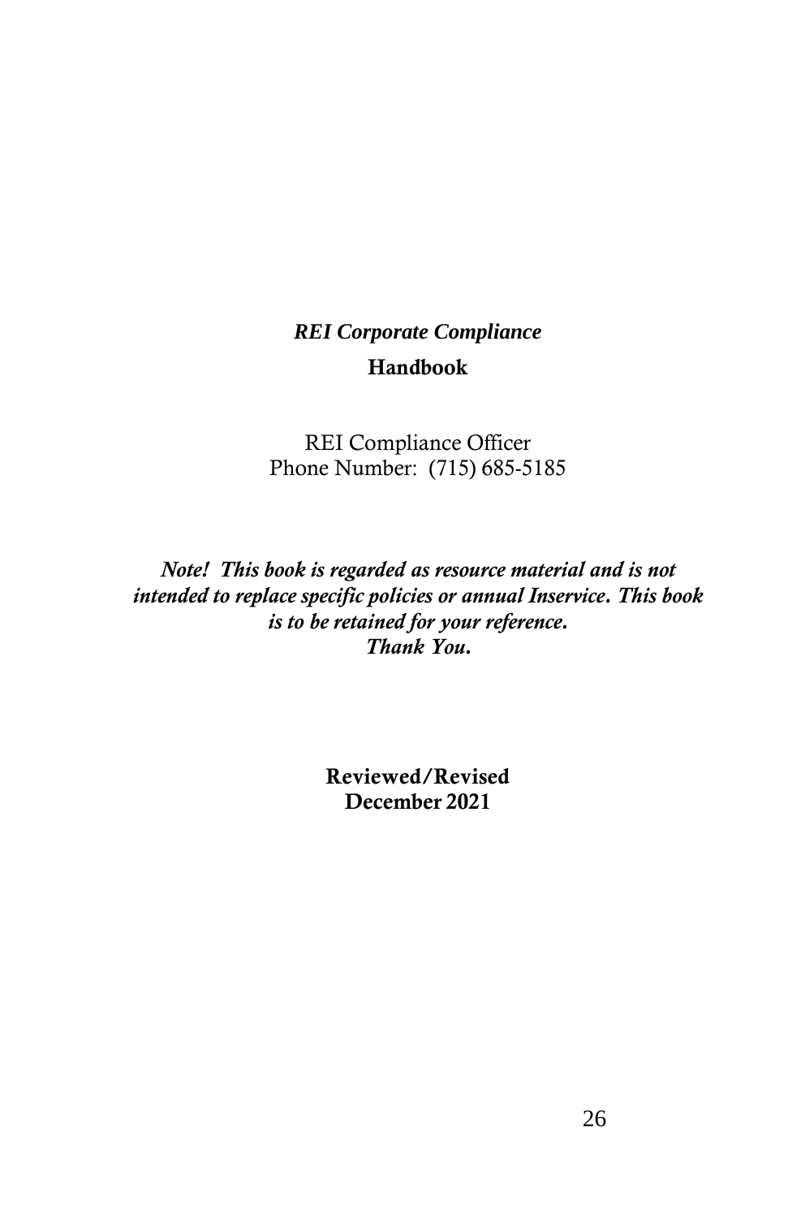***REI Corporate Compliance***

**Handbook**

REI Compliance Officer
Phone Number: (715) 685-5185

***Note! This book is regarded as resource material and is not intended to replace specific policies or annual Inservice. This book is to be retained for your reference.***
***Thank You.***

**Reviewed/Revised**
**December 2021**